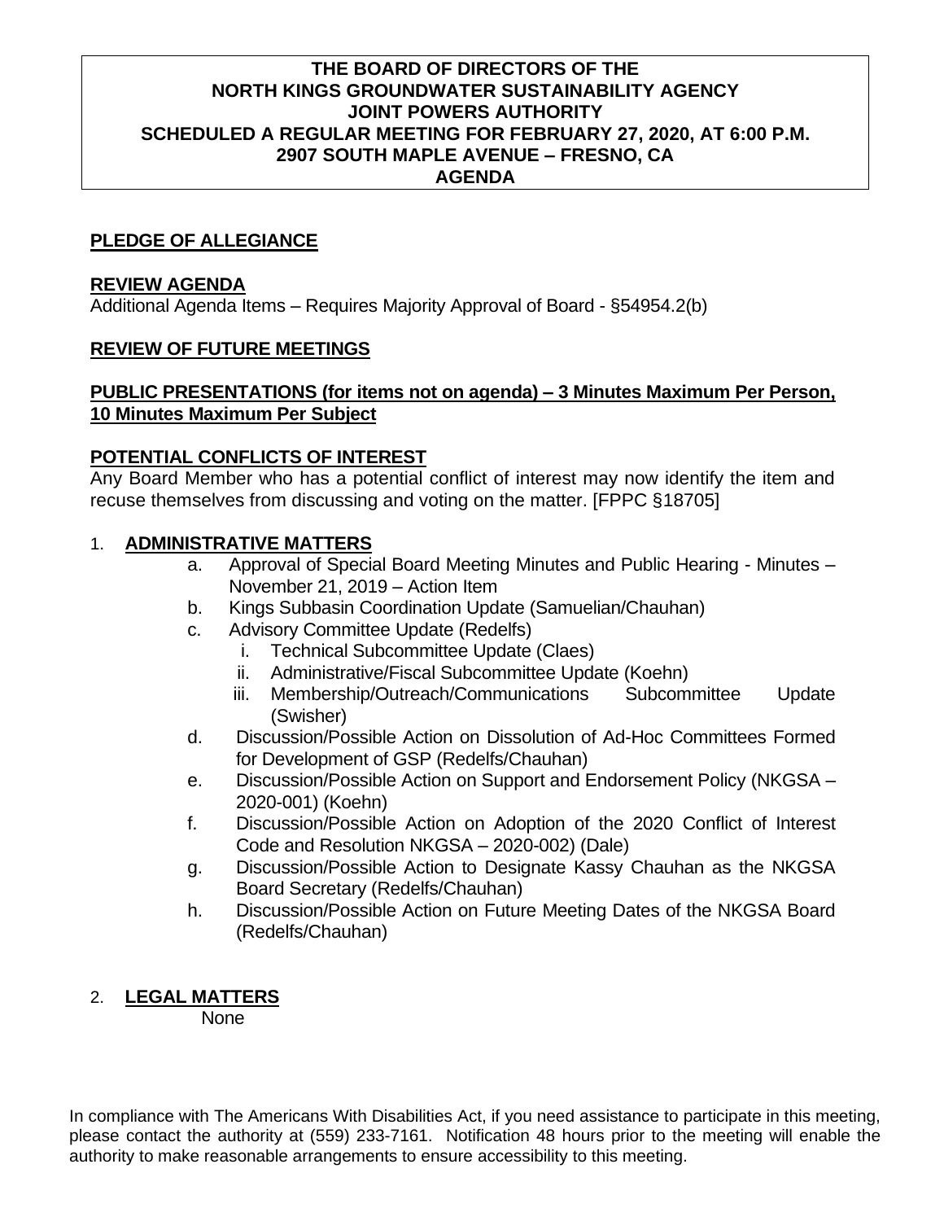**THE BOARD OF DIRECTORS OF THE**
**NORTH KINGS GROUNDWATER SUSTAINABILITY AGENCY**
**JOINT POWERS AUTHORITY**
**SCHEDULED A REGULAR MEETING FOR FEBRUARY 27, 2020, AT 6:00 P.M.**
**2907 SOUTH MAPLE AVENUE – FRESNO, CA**
**AGENDA**

## PLEDGE OF ALLEGIANCE

## REVIEW AGENDA

Additional Agenda Items – Requires Majority Approval of Board - §54954.2(b)

## REVIEW OF FUTURE MEETINGS

## PUBLIC PRESENTATIONS (for items not on agenda) – 3 Minutes Maximum Per Person, 10 Minutes Maximum Per Subject

## POTENTIAL CONFLICTS OF INTEREST

Any Board Member who has a potential conflict of interest may now identify the item and recuse themselves from discussing and voting on the matter. [FPPC §18705]

1. **ADMINISTRATIVE MATTERS**
   a. Approval of Special Board Meeting Minutes and Public Hearing - Minutes – November 21, 2019 – Action Item
   b. Kings Subbasin Coordination Update (Samuelian/Chauhan)
   c. Advisory Committee Update (Redelfs)
      i. Technical Subcommittee Update (Claes)
      ii. Administrative/Fiscal Subcommittee Update (Koehn)
      iii. Membership/Outreach/Communications Subcommittee Update (Swisher)
   d. Discussion/Possible Action on Dissolution of Ad-Hoc Committees Formed for Development of GSP (Redelfs/Chauhan)
   e. Discussion/Possible Action on Support and Endorsement Policy (NKGSA – 2020-001) (Koehn)
   f. Discussion/Possible Action on Adoption of the 2020 Conflict of Interest Code and Resolution NKGSA – 2020-002) (Dale)
   g. Discussion/Possible Action to Designate Kassy Chauhan as the NKGSA Board Secretary (Redelfs/Chauhan)
   h. Discussion/Possible Action on Future Meeting Dates of the NKGSA Board (Redelfs/Chauhan)

2. **LEGAL MATTERS**
   None

In compliance with The Americans With Disabilities Act, if you need assistance to participate in this meeting, please contact the authority at (559) 233-7161. Notification 48 hours prior to the meeting will enable the authority to make reasonable arrangements to ensure accessibility to this meeting.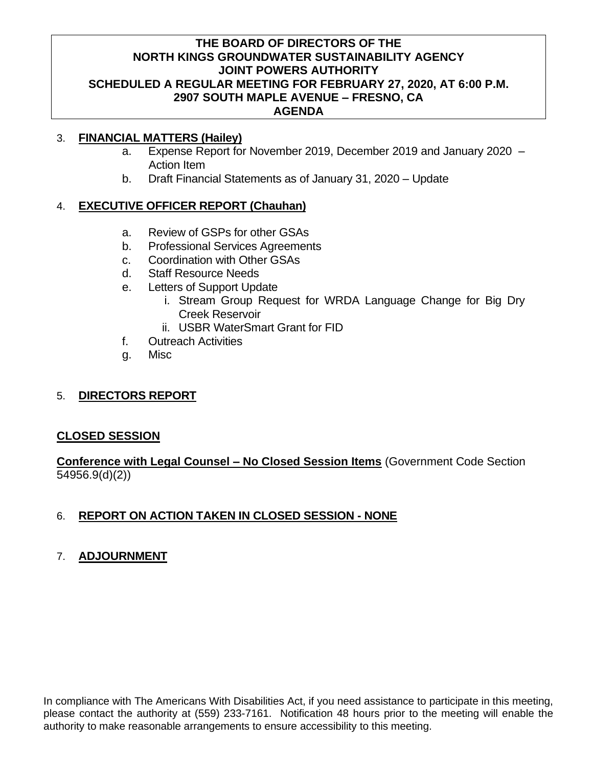**THE BOARD OF DIRECTORS OF THE**
**NORTH KINGS GROUNDWATER SUSTAINABILITY AGENCY**
**JOINT POWERS AUTHORITY**
**SCHEDULED A REGULAR MEETING FOR FEBRUARY 27, 2020, AT 6:00 P.M.**
**2907 SOUTH MAPLE AVENUE – FRESNO, CA**
**AGENDA**

3. **FINANCIAL MATTERS (Hailey)**
   a. Expense Report for November 2019, December 2019 and January 2020 – Action Item
   b. Draft Financial Statements as of January 31, 2020 – Update

4. **EXECUTIVE OFFICER REPORT (Chauhan)**
   a. Review of GSPs for other GSAs
   b. Professional Services Agreements
   c. Coordination with Other GSAs
   d. Staff Resource Needs
   e. Letters of Support Update
      i. Stream Group Request for WRDA Language Change for Big Dry Creek Reservoir
      ii. USBR WaterSmart Grant for FID
   f. Outreach Activities
   g. Misc

5. **DIRECTORS REPORT**

**CLOSED SESSION**

**Conference with Legal Counsel – No Closed Session Items** (Government Code Section 54956.9(d)(2))

6. **REPORT ON ACTION TAKEN IN CLOSED SESSION - NONE**

7. **ADJOURNMENT**

In compliance with The Americans With Disabilities Act, if you need assistance to participate in this meeting, please contact the authority at (559) 233-7161. Notification 48 hours prior to the meeting will enable the authority to make reasonable arrangements to ensure accessibility to this meeting.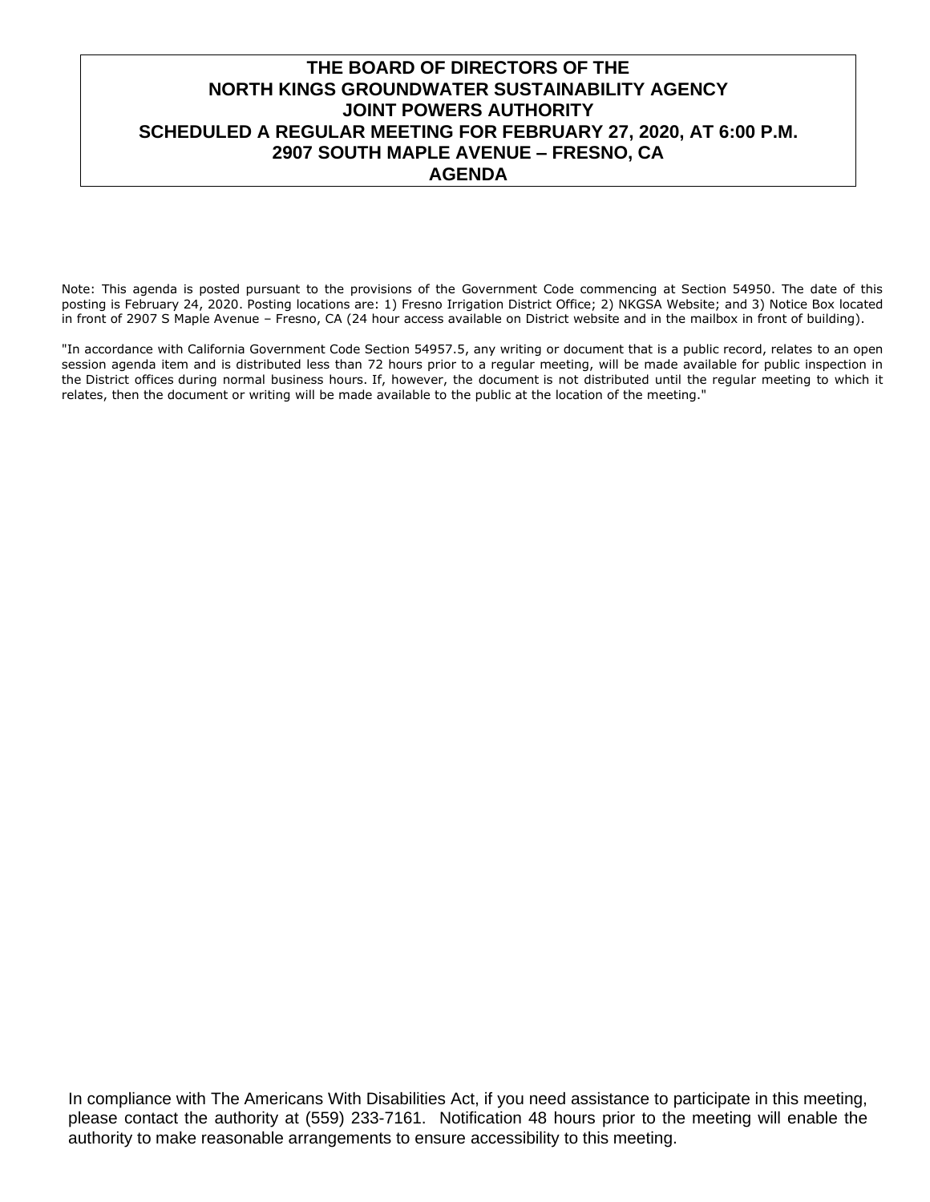# THE BOARD OF DIRECTORS OF THE NORTH KINGS GROUNDWATER SUSTAINABILITY AGENCY JOINT POWERS AUTHORITY SCHEDULED A REGULAR MEETING FOR FEBRUARY 27, 2020, AT 6:00 P.M. 2907 SOUTH MAPLE AVENUE – FRESNO, CA AGENDA

Note: This agenda is posted pursuant to the provisions of the Government Code commencing at Section 54950. The date of this posting is February 24, 2020. Posting locations are: 1) Fresno Irrigation District Office; 2) NKGSA Website; and 3) Notice Box located in front of 2907 S Maple Avenue – Fresno, CA (24 hour access available on District website and in the mailbox in front of building).

"In accordance with California Government Code Section 54957.5, any writing or document that is a public record, relates to an open session agenda item and is distributed less than 72 hours prior to a regular meeting, will be made available for public inspection in the District offices during normal business hours. If, however, the document is not distributed until the regular meeting to which it relates, then the document or writing will be made available to the public at the location of the meeting."

In compliance with The Americans With Disabilities Act, if you need assistance to participate in this meeting, please contact the authority at (559) 233-7161. Notification 48 hours prior to the meeting will enable the authority to make reasonable arrangements to ensure accessibility to this meeting.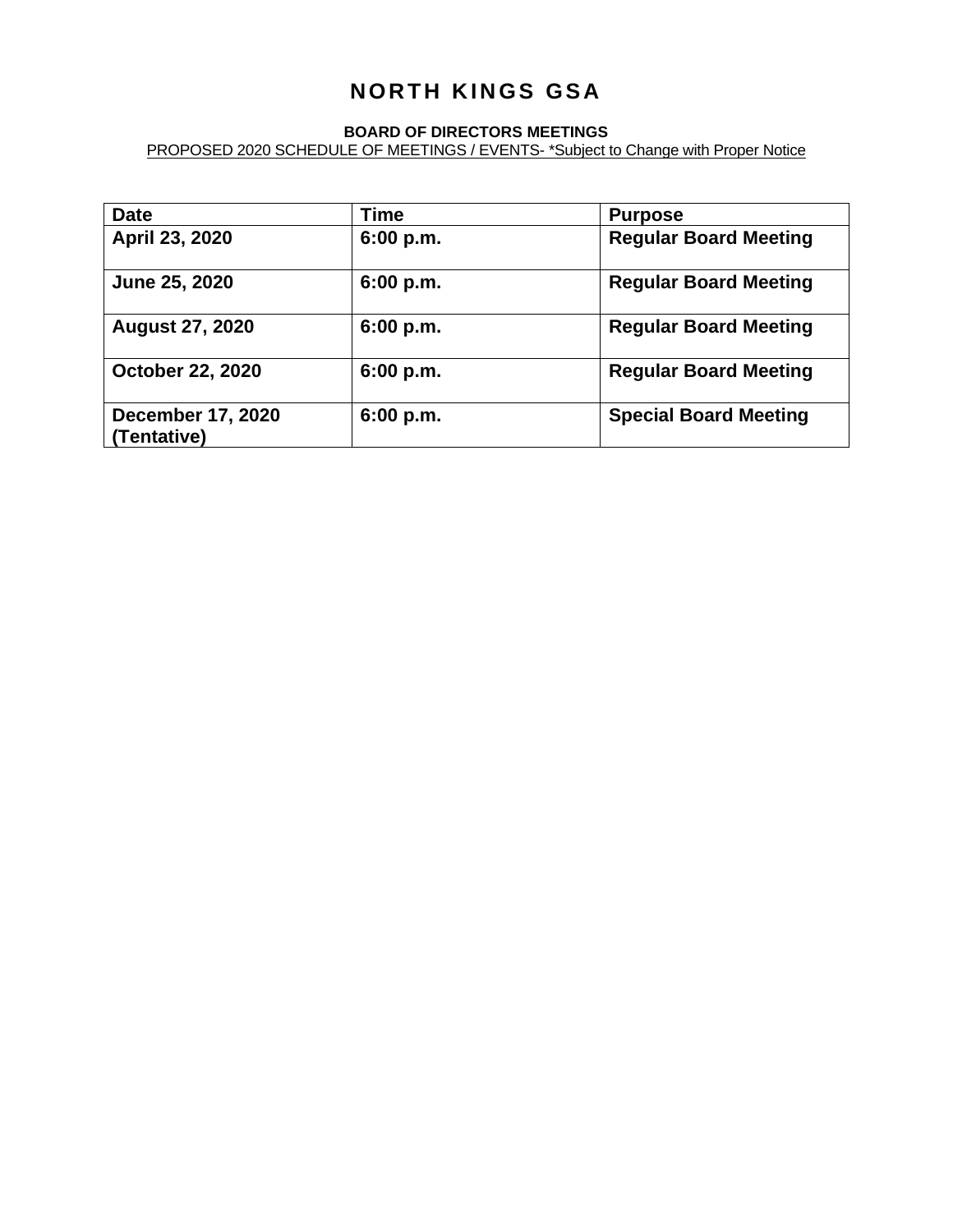# NORTH KINGS GSA

**BOARD OF DIRECTORS MEETINGS**

PROPOSED 2020 SCHEDULE OF MEETINGS / EVENTS- *Subject to Change with Proper Notice

| Date | Time | Purpose |
|---|---|---|
| **April 23, 2020** | **6:00 p.m.** | **Regular Board Meeting** |
| **June 25, 2020** | **6:00 p.m.** | **Regular Board Meeting** |
| **August 27, 2020** | **6:00 p.m.** | **Regular Board Meeting** |
| **October 22, 2020** | **6:00 p.m.** | **Regular Board Meeting** |
| **December 17, 2020 (Tentative)** | **6:00 p.m.** | **Special Board Meeting** |